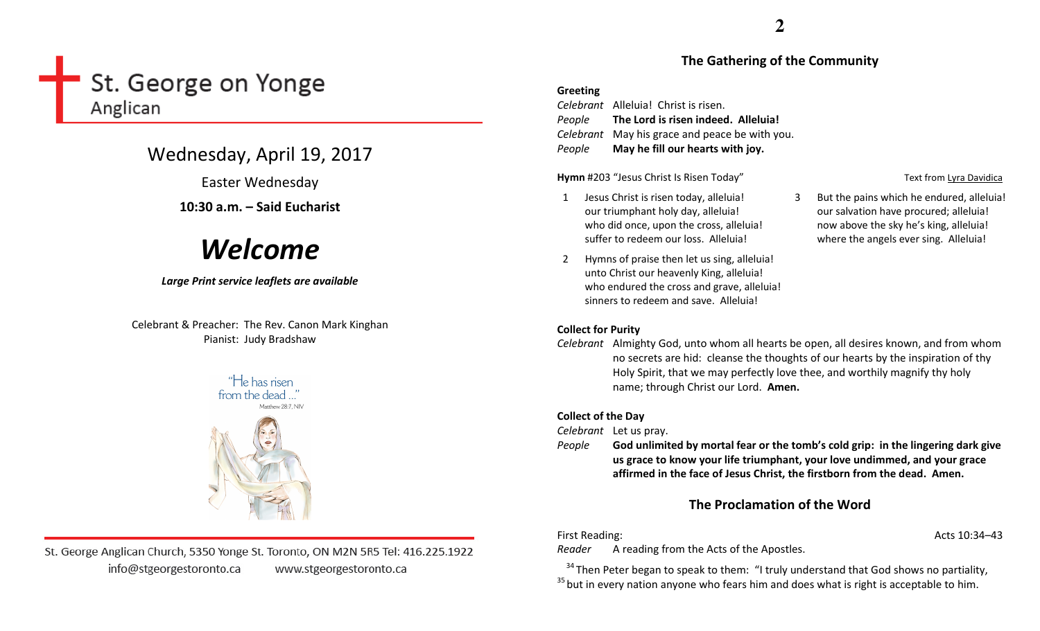# St. George on Yonge
Anglican

## Wednesday, April 19, 2017

Easter Wednesday

**10:30 a.m. – Said Eucharist**

# *Welcome*

***Large Print service leaflets are available***

Celebrant & Preacher: The Rev. Canon Mark Kinghan
Pianist: Judy Bradshaw

"He has risen from the dead ..."
Matthew 28:7, NIV

St. George Anglican Church, 5350 Yonge St. Toronto, ON M2N 5R5 Tel: 416.225.1922
info@stgeorgestoronto.ca www.stgeorgestoronto.ca

## The Gathering of the Community

**Greeting**

*Celebrant* Alleluia! Christ is risen.
*People* **The Lord is risen indeed. Alleluia!**
*Celebrant* May his grace and peace be with you.
*People* **May he fill our hearts with joy.**

**Hymn** #203 "Jesus Christ Is Risen Today" Text from Lyra Davidica

1 Jesus Christ is risen today, alleluia!
our triumphant holy day, alleluia!
who did once, upon the cross, alleluia!
suffer to redeem our loss. Alleluia!

2 Hymns of praise then let us sing, alleluia!
unto Christ our heavenly King, alleluia!
who endured the cross and grave, alleluia!
sinners to redeem and save. Alleluia!

3 But the pains which he endured, alleluia!
our salvation have procured; alleluia!
now above the sky he's king, alleluia!
where the angels ever sing. Alleluia!

**Collect for Purity**

*Celebrant* Almighty God, unto whom all hearts be open, all desires known, and from whom no secrets are hid: cleanse the thoughts of our hearts by the inspiration of thy Holy Spirit, that we may perfectly love thee, and worthily magnify thy holy name; through Christ our Lord. **Amen.**

**Collect of the Day**

*Celebrant* Let us pray.
*People* **God unlimited by mortal fear or the tomb's cold grip: in the lingering dark give us grace to know your life triumphant, your love undimmed, and your grace affirmed in the face of Jesus Christ, the firstborn from the dead. Amen.**

## The Proclamation of the Word

First Reading: Acts 10:34–43
*Reader* A reading from the Acts of the Apostles.

[34] Then Peter began to speak to them: "I truly understand that God shows no partiality, [35] but in every nation anyone who fears him and does what is right is acceptable to him.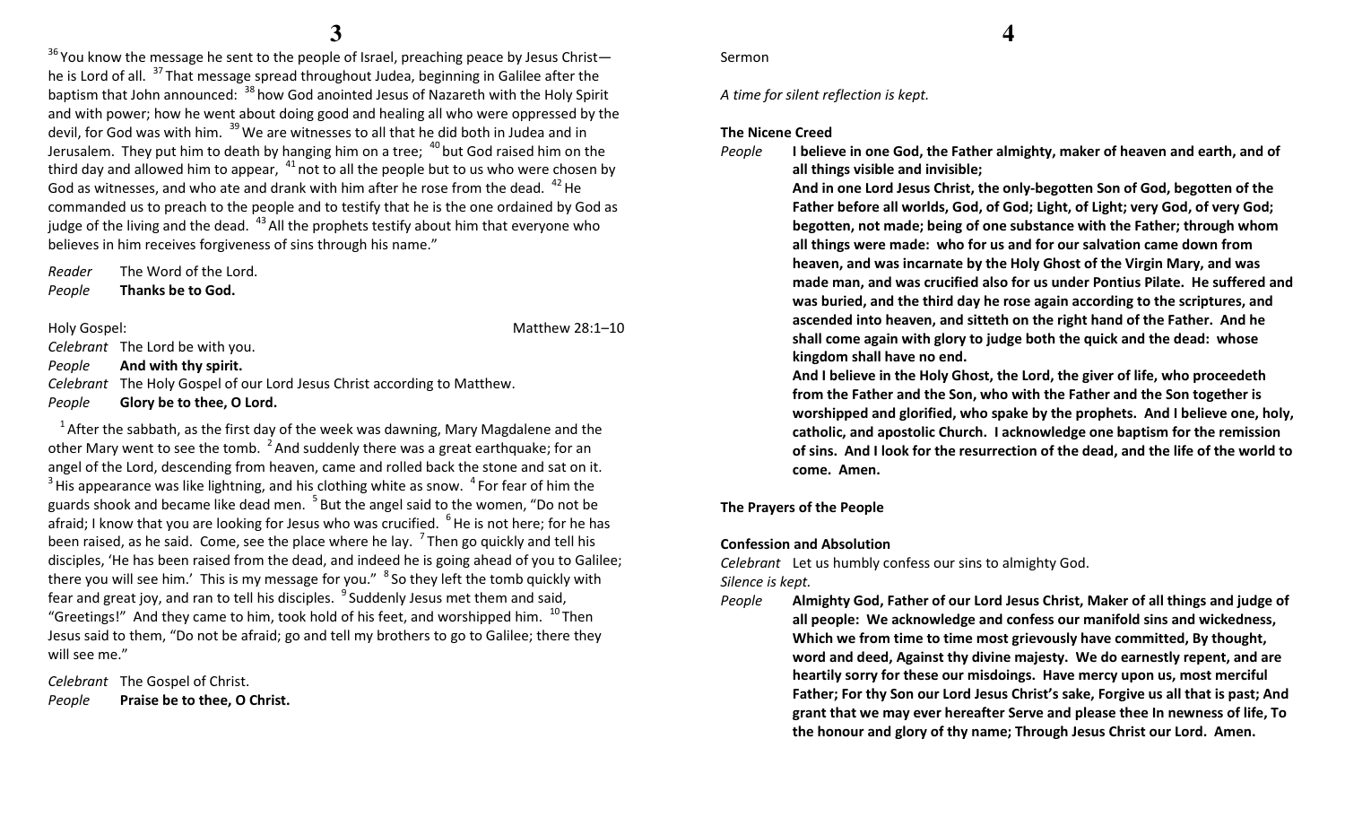[36] You know the message he sent to the people of Israel, preaching peace by Jesus Christ—he is Lord of all. [37] That message spread throughout Judea, beginning in Galilee after the baptism that John announced: [38] how God anointed Jesus of Nazareth with the Holy Spirit and with power; how he went about doing good and healing all who were oppressed by the devil, for God was with him. [39] We are witnesses to all that he did both in Judea and in Jerusalem. They put him to death by hanging him on a tree; [40] but God raised him on the third day and allowed him to appear, [41] not to all the people but to us who were chosen by God as witnesses, and who ate and drank with him after he rose from the dead. [42] He commanded us to preach to the people and to testify that he is the one ordained by God as judge of the living and the dead. [43] All the prophets testify about him that everyone who believes in him receives forgiveness of sins through his name."

*Reader* The Word of the Lord.
*People* **Thanks be to God.**

Holy Gospel: Matthew 28:1–10

*Celebrant* The Lord be with you.
*People* **And with thy spirit.**
*Celebrant* The Holy Gospel of our Lord Jesus Christ according to Matthew.
*People* **Glory be to thee, O Lord.**

[1] After the sabbath, as the first day of the week was dawning, Mary Magdalene and the other Mary went to see the tomb. [2] And suddenly there was a great earthquake; for an angel of the Lord, descending from heaven, came and rolled back the stone and sat on it. [3] His appearance was like lightning, and his clothing white as snow. [4] For fear of him the guards shook and became like dead men. [5] But the angel said to the women, "Do not be afraid; I know that you are looking for Jesus who was crucified. [6] He is not here; for he has been raised, as he said. Come, see the place where he lay. [7] Then go quickly and tell his disciples, 'He has been raised from the dead, and indeed he is going ahead of you to Galilee; there you will see him.' This is my message for you." [8] So they left the tomb quickly with fear and great joy, and ran to tell his disciples. [9] Suddenly Jesus met them and said, "Greetings!" And they came to him, took hold of his feet, and worshipped him. [10] Then Jesus said to them, "Do not be afraid; go and tell my brothers to go to Galilee; there they will see me."

*Celebrant* The Gospel of Christ.
*People* **Praise be to thee, O Christ.**

Sermon

*A time for silent reflection is kept.*

**The Nicene Creed**

*People* **I believe in one God, the Father almighty, maker of heaven and earth, and of all things visible and invisible;**
**And in one Lord Jesus Christ, the only-begotten Son of God, begotten of the Father before all worlds, God, of God; Light, of Light; very God, of very God; begotten, not made; being of one substance with the Father; through whom all things were made: who for us and for our salvation came down from heaven, and was incarnate by the Holy Ghost of the Virgin Mary, and was made man, and was crucified also for us under Pontius Pilate. He suffered and was buried, and the third day he rose again according to the scriptures, and ascended into heaven, and sitteth on the right hand of the Father. And he shall come again with glory to judge both the quick and the dead: whose kingdom shall have no end.**
**And I believe in the Holy Ghost, the Lord, the giver of life, who proceedeth from the Father and the Son, who with the Father and the Son together is worshipped and glorified, who spake by the prophets. And I believe one, holy, catholic, and apostolic Church. I acknowledge one baptism for the remission of sins. And I look for the resurrection of the dead, and the life of the world to come. Amen.**

**The Prayers of the People**

**Confession and Absolution**

*Celebrant* Let us humbly confess our sins to almighty God.
*Silence is kept.*
*People* **Almighty God, Father of our Lord Jesus Christ, Maker of all things and judge of all people: We acknowledge and confess our manifold sins and wickedness, Which we from time to time most grievously have committed, By thought, word and deed, Against thy divine majesty. We do earnestly repent, and are heartily sorry for these our misdoings. Have mercy upon us, most merciful Father; For thy Son our Lord Jesus Christ's sake, Forgive us all that is past; And grant that we may ever hereafter Serve and please thee In newness of life, To the honour and glory of thy name; Through Jesus Christ our Lord. Amen.**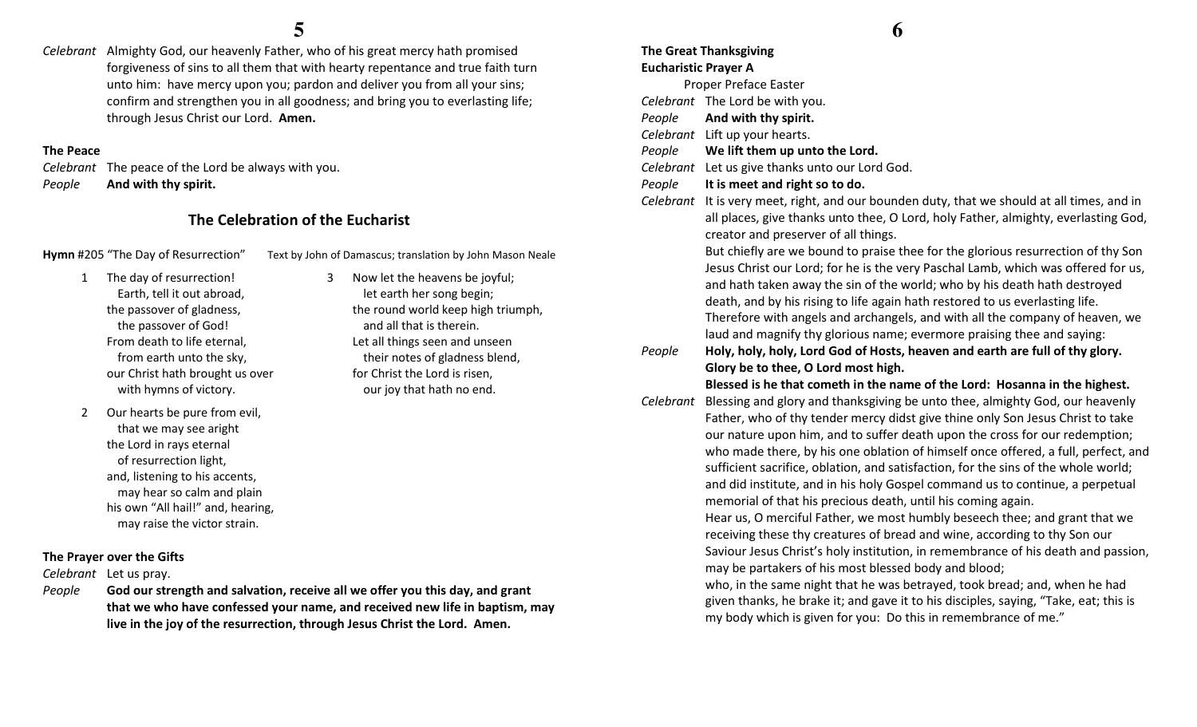*Celebrant* Almighty God, our heavenly Father, who of his great mercy hath promised forgiveness of sins to all them that with hearty repentance and true faith turn unto him: have mercy upon you; pardon and deliver you from all your sins; confirm and strengthen you in all goodness; and bring you to everlasting life; through Jesus Christ our Lord. **Amen.**

**The Peace**

*Celebrant* The peace of the Lord be always with you.
*People* **And with thy spirit.**

## The Celebration of the Eucharist

**Hymn** #205 "The Day of Resurrection" Text by John of Damascus; translation by John Mason Neale

1 The day of resurrection!
Earth, tell it out abroad,
the passover of gladness,
the passover of God!
From death to life eternal,
from earth unto the sky,
our Christ hath brought us over
with hymns of victory.

2 Our hearts be pure from evil,
that we may see aright
the Lord in rays eternal
of resurrection light,
and, listening to his accents,
may hear so calm and plain
his own "All hail!" and, hearing,
may raise the victor strain.

3 Now let the heavens be joyful;
let earth her song begin;
the round world keep high triumph,
and all that is therein.
Let all things seen and unseen
their notes of gladness blend,
for Christ the Lord is risen,
our joy that hath no end.

**The Prayer over the Gifts**

*Celebrant* Let us pray.
*People* **God our strength and salvation, receive all we offer you this day, and grant that we who have confessed your name, and received new life in baptism, may live in the joy of the resurrection, through Jesus Christ the Lord. Amen.**

**The Great Thanksgiving**
**Eucharistic Prayer A**

Proper Preface Easter

*Celebrant* The Lord be with you.
*People* **And with thy spirit.**
*Celebrant* Lift up your hearts.
*People* **We lift them up unto the Lord.**
*Celebrant* Let us give thanks unto our Lord God.
*People* **It is meet and right so to do.**
*Celebrant* It is very meet, right, and our bounden duty, that we should at all times, and in all places, give thanks unto thee, O Lord, holy Father, almighty, everlasting God, creator and preserver of all things.
But chiefly are we bound to praise thee for the glorious resurrection of thy Son Jesus Christ our Lord; for he is the very Paschal Lamb, which was offered for us, and hath taken away the sin of the world; who by his death hath destroyed death, and by his rising to life again hath restored to us everlasting life.
Therefore with angels and archangels, and with all the company of heaven, we laud and magnify thy glorious name; evermore praising thee and saying:
*People* **Holy, holy, holy, Lord God of Hosts, heaven and earth are full of thy glory. Glory be to thee, O Lord most high.**
**Blessed is he that cometh in the name of the Lord: Hosanna in the highest.**
*Celebrant* Blessing and glory and thanksgiving be unto thee, almighty God, our heavenly Father, who of thy tender mercy didst give thine only Son Jesus Christ to take our nature upon him, and to suffer death upon the cross for our redemption; who made there, by his one oblation of himself once offered, a full, perfect, and sufficient sacrifice, oblation, and satisfaction, for the sins of the whole world; and did institute, and in his holy Gospel command us to continue, a perpetual memorial of that his precious death, until his coming again.
Hear us, O merciful Father, we most humbly beseech thee; and grant that we receiving these thy creatures of bread and wine, according to thy Son our Saviour Jesus Christ's holy institution, in remembrance of his death and passion, may be partakers of his most blessed body and blood;
who, in the same night that he was betrayed, took bread; and, when he had given thanks, he brake it; and gave it to his disciples, saying, "Take, eat; this is my body which is given for you: Do this in remembrance of me."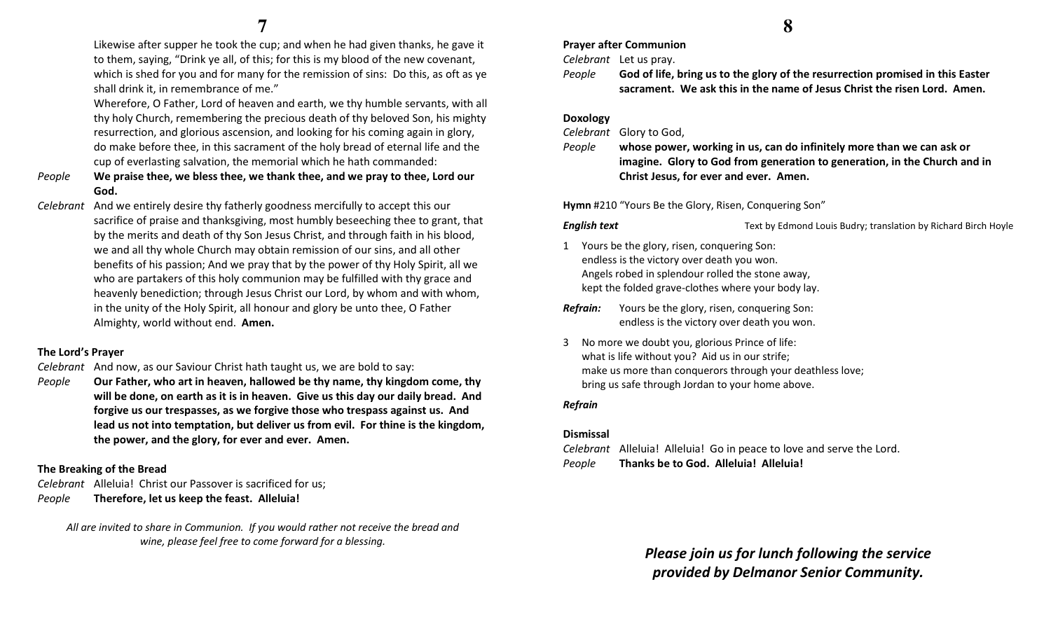Likewise after supper he took the cup; and when he had given thanks, he gave it to them, saying, "Drink ye all, of this; for this is my blood of the new covenant, which is shed for you and for many for the remission of sins: Do this, as oft as ye shall drink it, in remembrance of me."

Wherefore, O Father, Lord of heaven and earth, we thy humble servants, with all thy holy Church, remembering the precious death of thy beloved Son, his mighty resurrection, and glorious ascension, and looking for his coming again in glory, do make before thee, in this sacrament of the holy bread of eternal life and the cup of everlasting salvation, the memorial which he hath commanded:

*People* **We praise thee, we bless thee, we thank thee, and we pray to thee, Lord our God.**

*Celebrant* And we entirely desire thy fatherly goodness mercifully to accept this our sacrifice of praise and thanksgiving, most humbly beseeching thee to grant, that by the merits and death of thy Son Jesus Christ, and through faith in his blood, we and all thy whole Church may obtain remission of our sins, and all other benefits of his passion; And we pray that by the power of thy Holy Spirit, all we who are partakers of this holy communion may be fulfilled with thy grace and heavenly benediction; through Jesus Christ our Lord, by whom and with whom, in the unity of the Holy Spirit, all honour and glory be unto thee, O Father Almighty, world without end. **Amen.**

**The Lord's Prayer**

*Celebrant* And now, as our Saviour Christ hath taught us, we are bold to say:

*People* **Our Father, who art in heaven, hallowed be thy name, thy kingdom come, thy will be done, on earth as it is in heaven. Give us this day our daily bread. And forgive us our trespasses, as we forgive those who trespass against us. And lead us not into temptation, but deliver us from evil. For thine is the kingdom, the power, and the glory, for ever and ever. Amen.**

**The Breaking of the Bread**

*Celebrant* Alleluia! Christ our Passover is sacrificed for us;

*People* **Therefore, let us keep the feast. Alleluia!**

*All are invited to share in Communion. If you would rather not receive the bread and wine, please feel free to come forward for a blessing.*

**Prayer after Communion**

*Celebrant* Let us pray.

*People* **God of life, bring us to the glory of the resurrection promised in this Easter sacrament. We ask this in the name of Jesus Christ the risen Lord. Amen.**

**Doxology**

*Celebrant* Glory to God,

*People* **whose power, working in us, can do infinitely more than we can ask or imagine. Glory to God from generation to generation, in the Church and in Christ Jesus, for ever and ever. Amen.**

**Hymn** #210 "Yours Be the Glory, Risen, Conquering Son"

***English text*** Text by Edmond Louis Budry; translation by Richard Birch Hoyle

1 Yours be the glory, risen, conquering Son:
endless is the victory over death you won.
Angels robed in splendour rolled the stone away,
kept the folded grave-clothes where your body lay.

***Refrain:*** Yours be the glory, risen, conquering Son:
endless is the victory over death you won.

3 No more we doubt you, glorious Prince of life:
what is life without you? Aid us in our strife;
make us more than conquerors through your deathless love;
bring us safe through Jordan to your home above.

***Refrain***

**Dismissal**

*Celebrant* Alleluia! Alleluia! Go in peace to love and serve the Lord.

*People* **Thanks be to God. Alleluia! Alleluia!**

***Please join us for lunch following the service provided by Delmanor Senior Community.***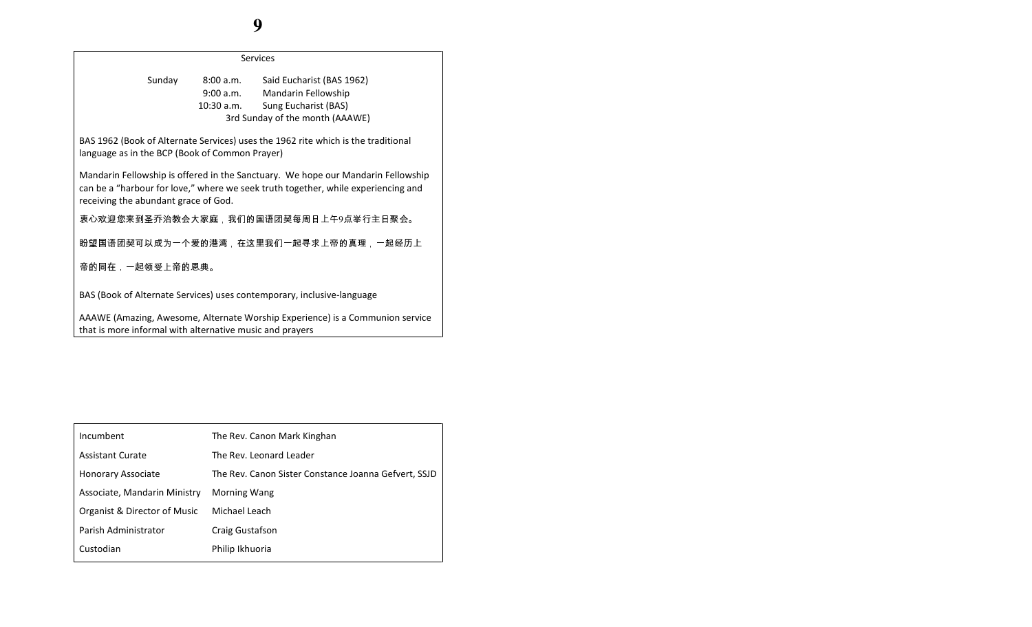## Services

| | | |
|---|---|---|
| Sunday | 8:00 a.m. | Said Eucharist (BAS 1962) |
| | 9:00 a.m. | Mandarin Fellowship |
| | 10:30 a.m. | Sung Eucharist (BAS) |
| | | 3rd Sunday of the month (AAAWE) |

BAS 1962 (Book of Alternate Services) uses the 1962 rite which is the traditional language as in the BCP (Book of Common Prayer)

Mandarin Fellowship is offered in the Sanctuary. We hope our Mandarin Fellowship can be a “harbour for love,” where we seek truth together, while experiencing and receiving the abundant grace of God.

衷心欢迎您来到圣乔治教会大家庭，我们的国语团契每周日上午9点举行主日聚会。

盼望国语团契可以成为一个爱的港湾，在这里我们一起寻求上帝的真理，一起经历上帝的同在，一起领受上帝的恩典。

BAS (Book of Alternate Services) uses contemporary, inclusive-language

AAAWE (Amazing, Awesome, Alternate Worship Experience) is a Communion service that is more informal with alternative music and prayers

| | |
|---|---|
| Incumbent | The Rev. Canon Mark Kinghan |
| Assistant Curate | The Rev. Leonard Leader |
| Honorary Associate | The Rev. Canon Sister Constance Joanna Gefvert, SSJD |
| Associate, Mandarin Ministry | Morning Wang |
| Organist & Director of Music | Michael Leach |
| Parish Administrator | Craig Gustafson |
| Custodian | Philip Ikhuoria |